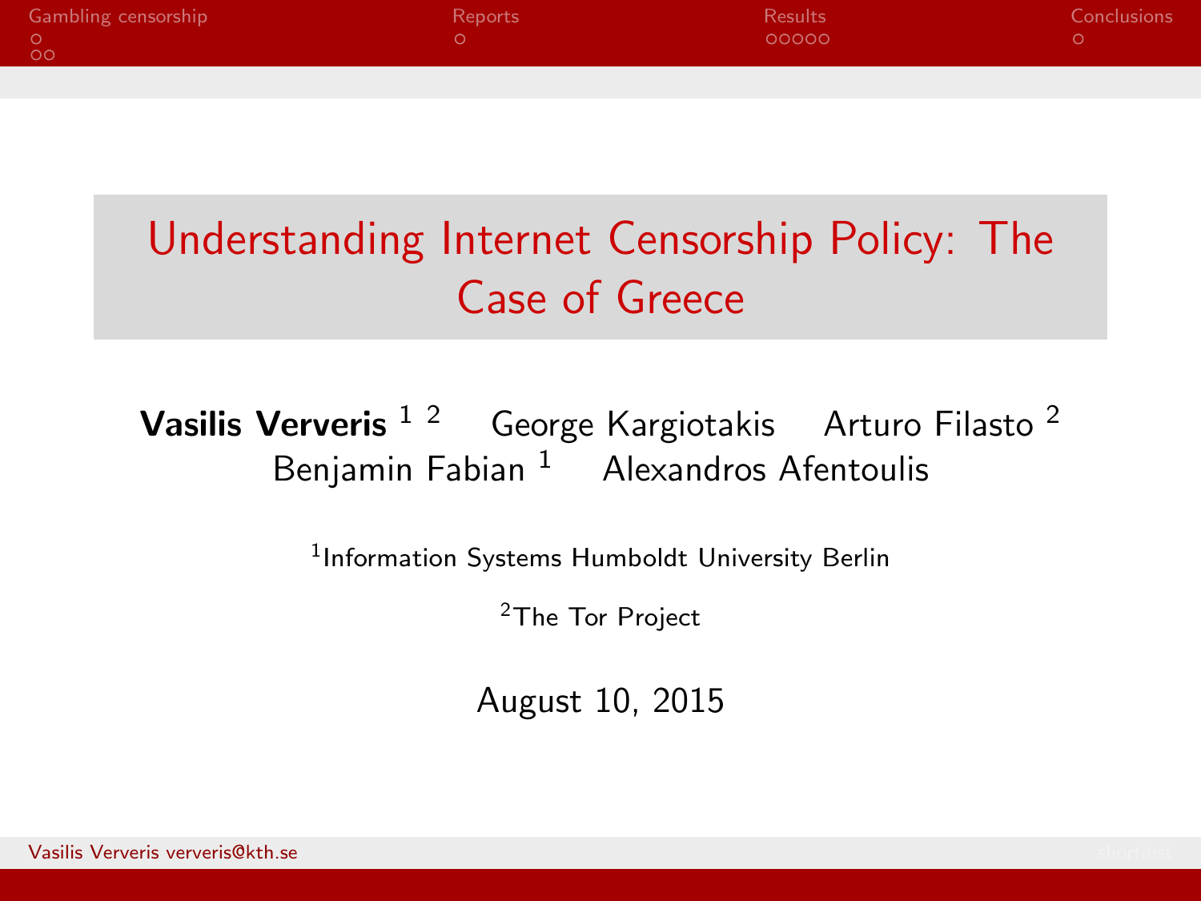# Understanding Internet Censorship Policy: The Case of Greece

**Vasilis Ververis** [1,2] George Kargiotakis Arturo Filasto [2]
Benjamin Fabian [1] Alexandros Afentoulis

[1] Information Systems Humboldt University Berlin

[2] The Tor Project

August 10, 2015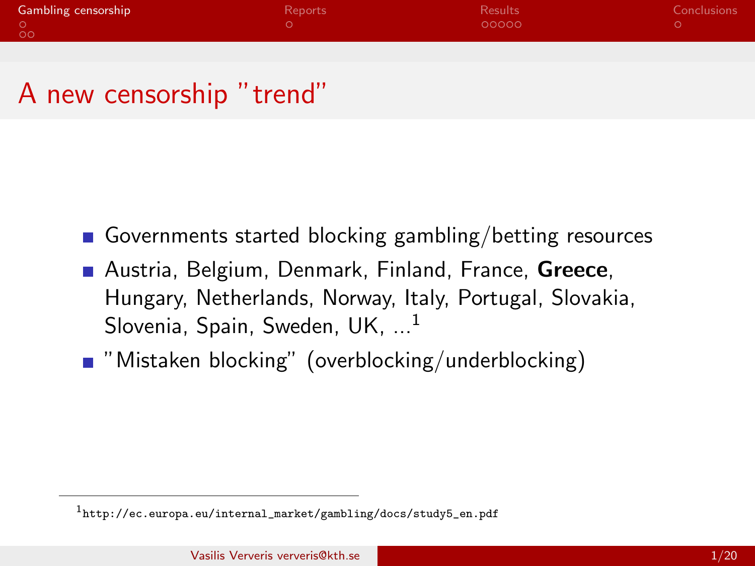# A new censorship "trend"

- Governments started blocking gambling/betting resources
- Austria, Belgium, Denmark, Finland, France, **Greece**, Hungary, Netherlands, Norway, Italy, Portugal, Slovakia, Slovenia, Spain, Sweden, UK, ...[1]
- "Mistaken blocking" (overblocking/underblocking)

[1] http://ec.europa.eu/internal_market/gambling/docs/study5_en.pdf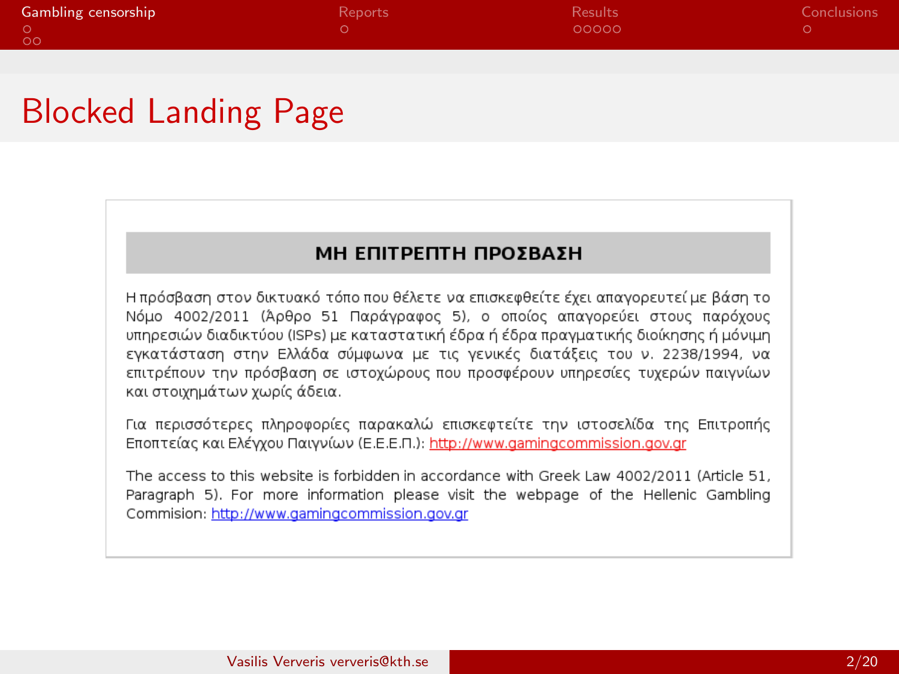# Blocked Landing Page

## ΜΗ ΕΠΙΤΡΕΠΤΗ ΠΡΟΣΒΑΣΗ

Η πρόσβαση στον δικτυακό τόπο που θέλετε να επισκεφθείτε έχει απαγορευτεί με βάση το Νόμο 4002/2011 (Άρθρο 51 Παράγραφος 5), ο οποίος απαγορεύει στους παρόχους υπηρεσιών διαδικτύου (ISPs) με καταστατική έδρα ή έδρα πραγματικής διοίκησης ή μόνιμη εγκατάσταση στην Ελλάδα σύμφωνα με τις γενικές διατάξεις του ν. 2238/1994, να επιτρέπουν την πρόσβαση σε ιστοχώρους που προσφέρουν υπηρεσίες τυχερών παιγνίων και στοιχημάτων χωρίς άδεια.

Για περισσότερες πληροφορίες παρακαλώ επισκεφτείτε την ιστοσελίδα της Επιτροπής Εποπτείας και Ελέγχου Παιγνίων (Ε.Ε.Ε.Π.): http://www.gamingcommission.gov.gr

The access to this website is forbidden in accordance with Greek Law 4002/2011 (Article 51, Paragraph 5). For more information please visit the webpage of the Hellenic Gambling Commision: http://www.gamingcommission.gov.gr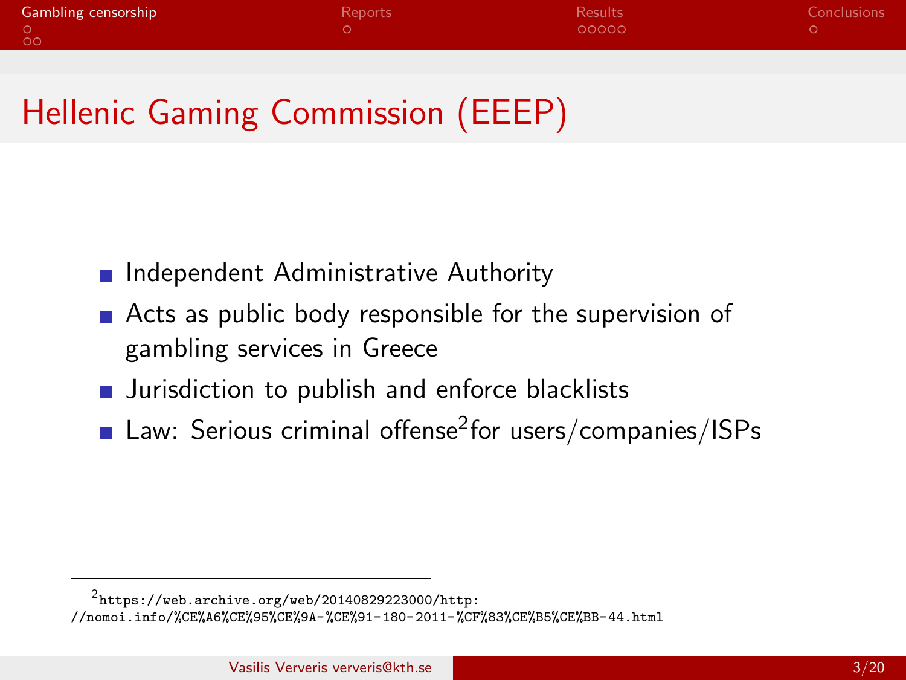# Hellenic Gaming Commission (EEEP)

- Independent Administrative Authority
- Acts as public body responsible for the supervision of gambling services in Greece
- Jurisdiction to publish and enforce blacklists
- Law: Serious criminal offense[2]for users/companies/ISPs

[2] https://web.archive.org/web/20140829223000/http://nomoi.info/%CE%A6%CE%95%CE%9A-%CE%91-180-2011-%CF%83%CE%B5%CE%BB-44.html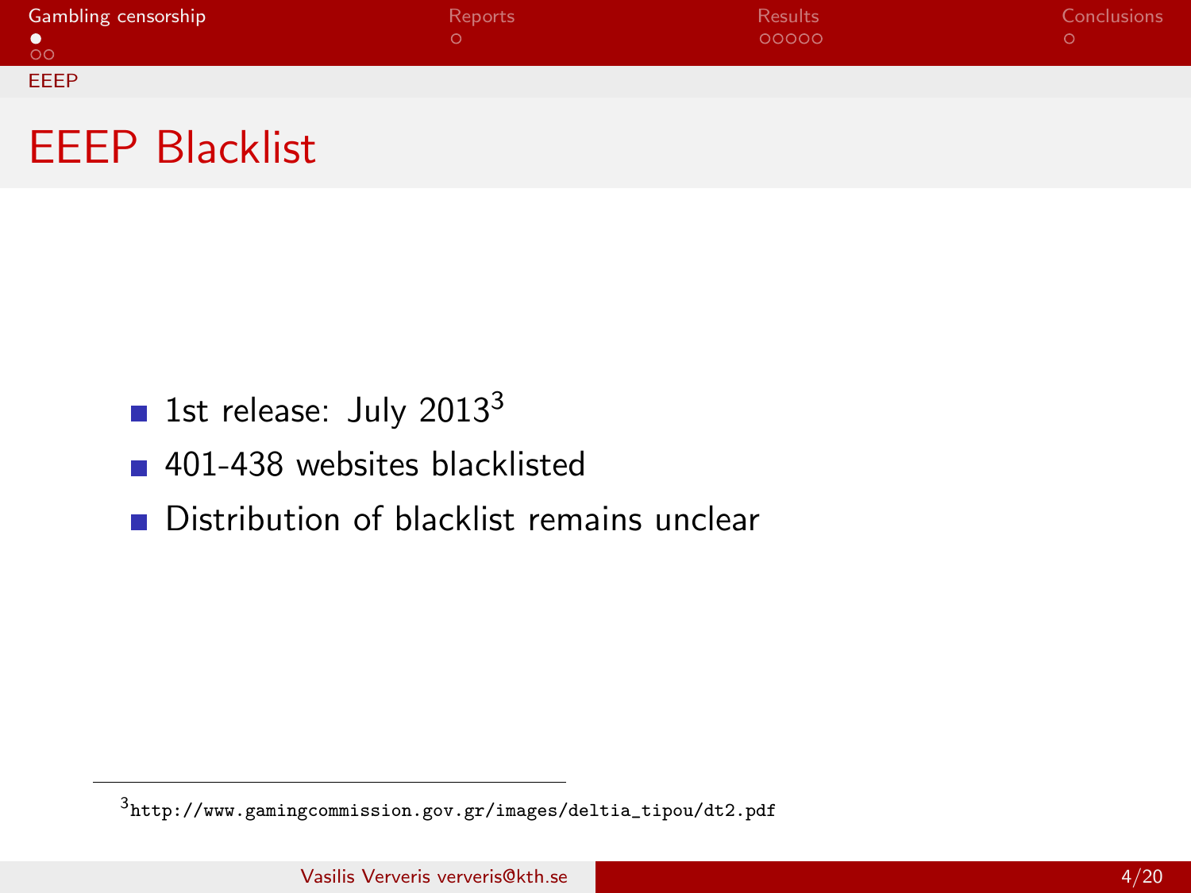# EEEP Blacklist

- 1st release: July 2013[3]
- 401-438 websites blacklisted
- Distribution of blacklist remains unclear

[3] http://www.gamingcommission.gov.gr/images/deltia_tipou/dt2.pdf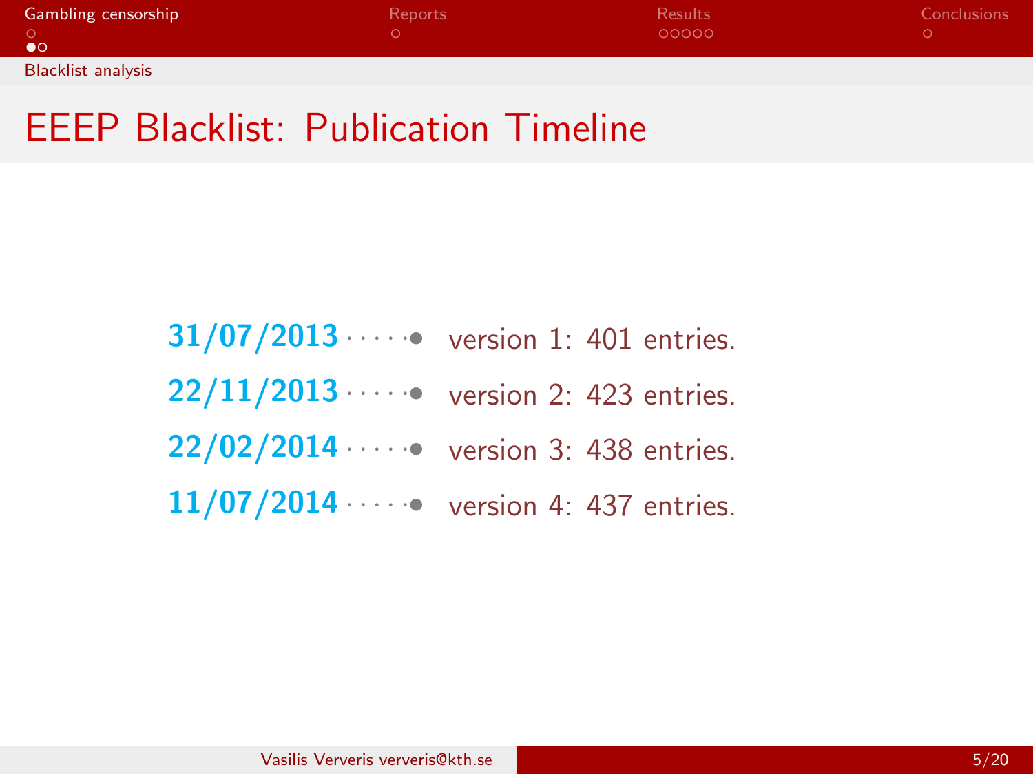# EEEP Blacklist: Publication Timeline

- **31/07/2013** — version 1: 401 entries.
- **22/11/2013** — version 2: 423 entries.
- **22/02/2014** — version 3: 438 entries.
- **11/07/2014** — version 4: 437 entries.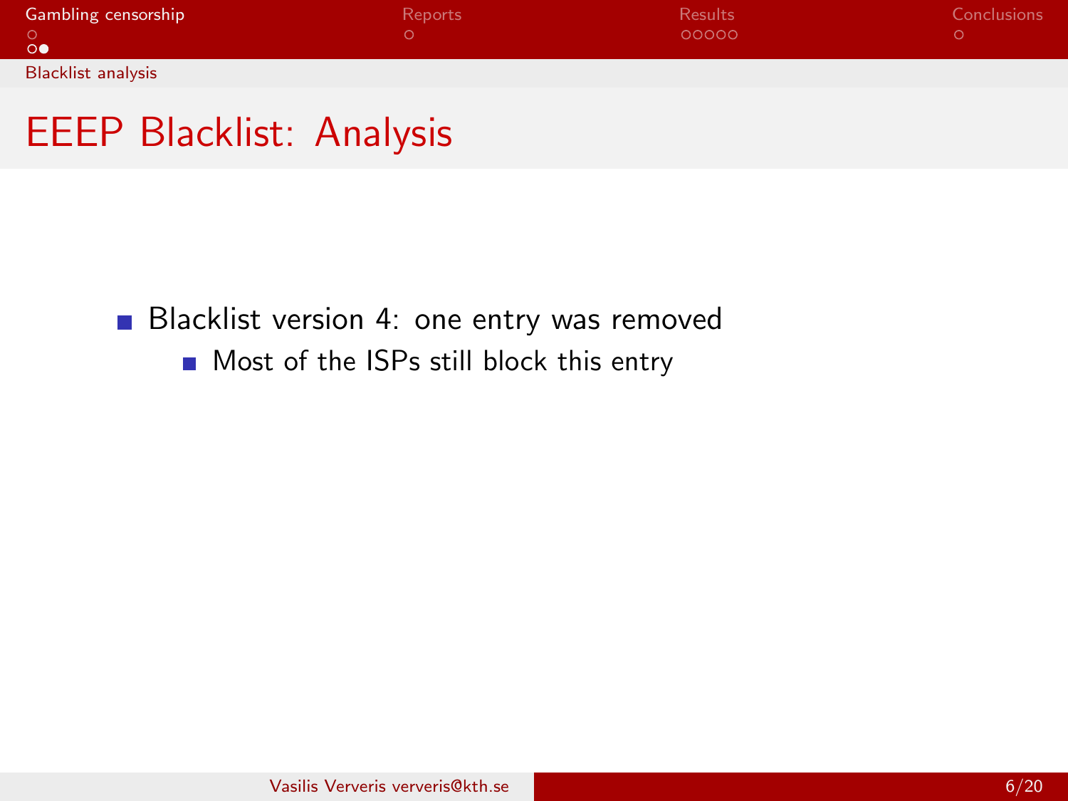# EEEP Blacklist: Analysis

- Blacklist version 4: one entry was removed
  - Most of the ISPs still block this entry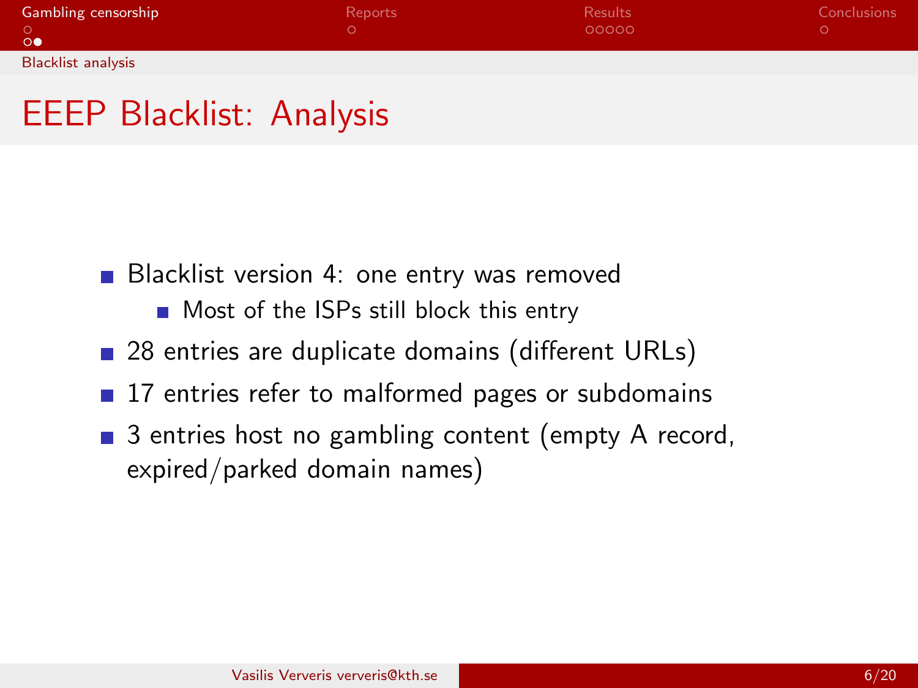# EEEP Blacklist: Analysis

- Blacklist version 4: one entry was removed
  - Most of the ISPs still block this entry
- 28 entries are duplicate domains (different URLs)
- 17 entries refer to malformed pages or subdomains
- 3 entries host no gambling content (empty A record, expired/parked domain names)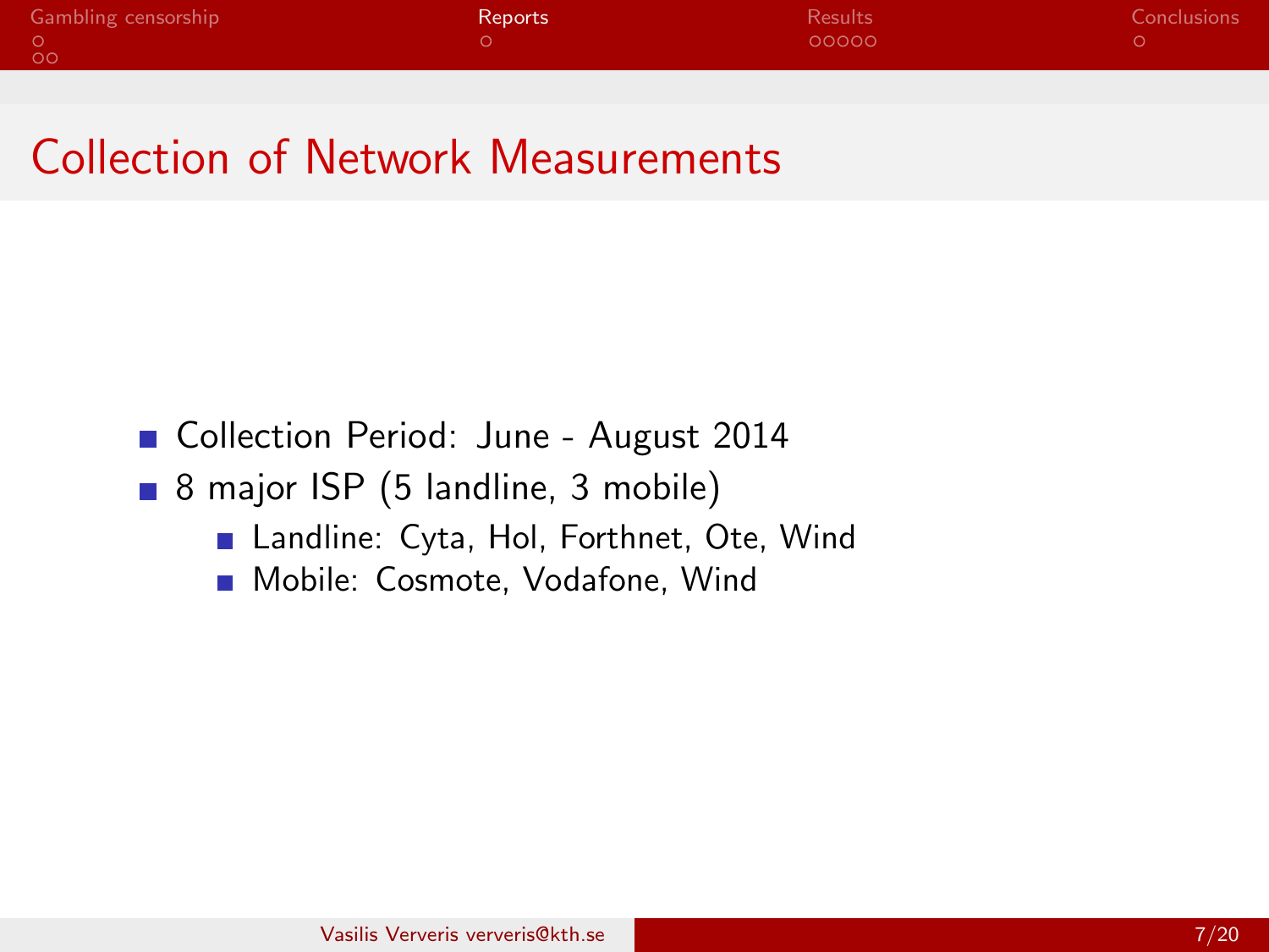# Collection of Network Measurements

- Collection Period: June - August 2014
- 8 major ISP (5 landline, 3 mobile)
  - Landline: Cyta, Hol, Forthnet, Ote, Wind
  - Mobile: Cosmote, Vodafone, Wind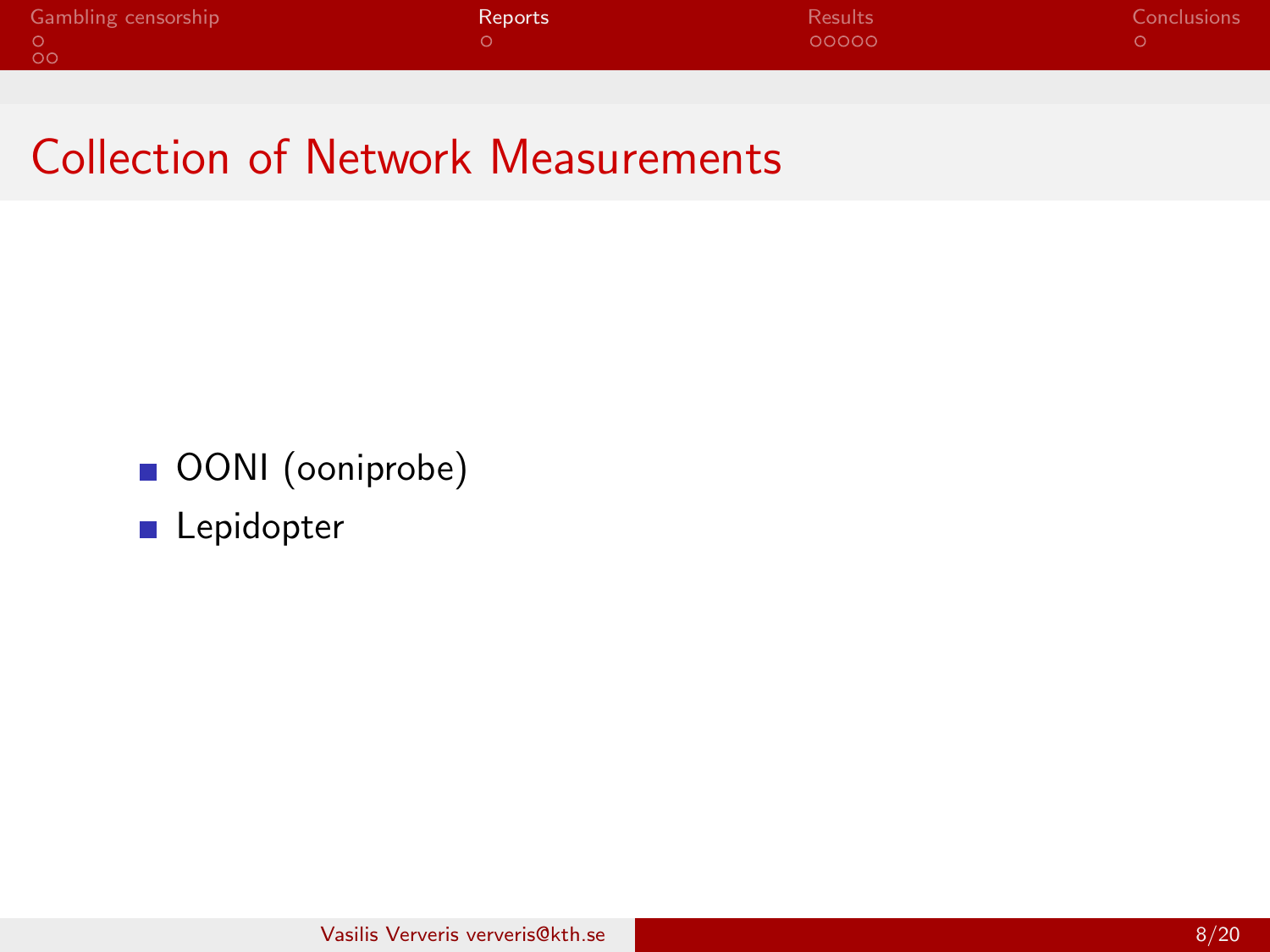# Collection of Network Measurements

- OONI (ooniprobe)
- Lepidopter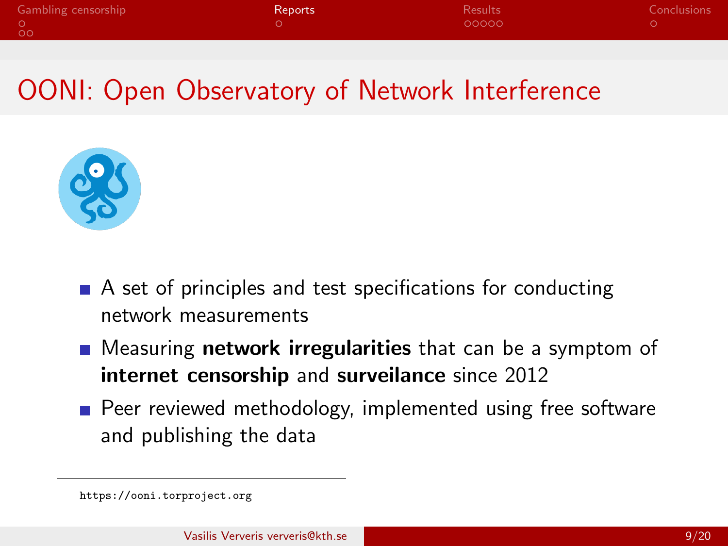# OONI: Open Observatory of Network Interference

- A set of principles and test specifications for conducting network measurements
- Measuring **network irregularities** that can be a symptom of **internet censorship** and **surveilance** since 2012
- Peer reviewed methodology, implemented using free software and publishing the data

https://ooni.torproject.org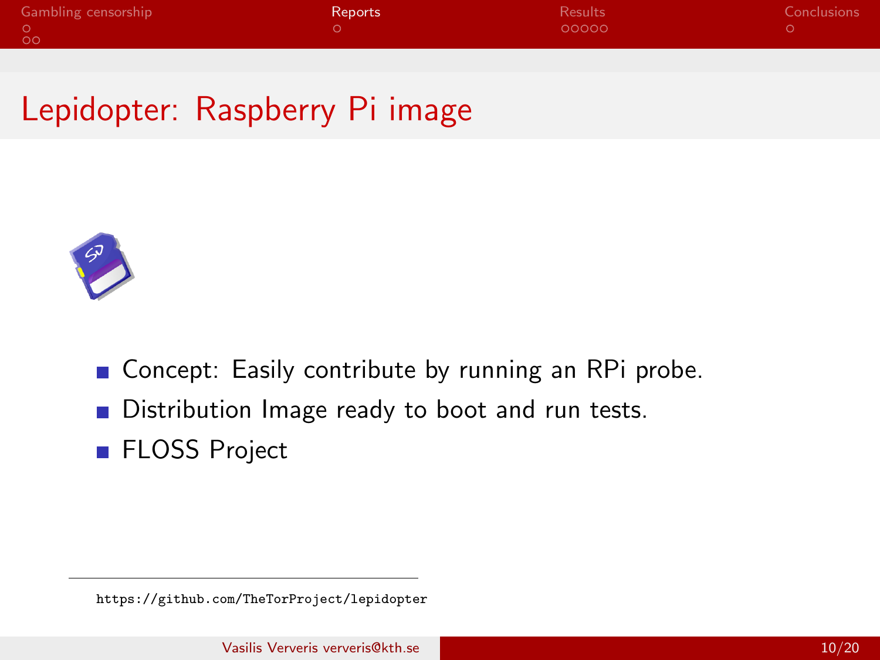# Lepidopter: Raspberry Pi image

- Concept: Easily contribute by running an RPi probe.
- Distribution Image ready to boot and run tests.
- FLOSS Project

https://github.com/TheTorProject/lepidopter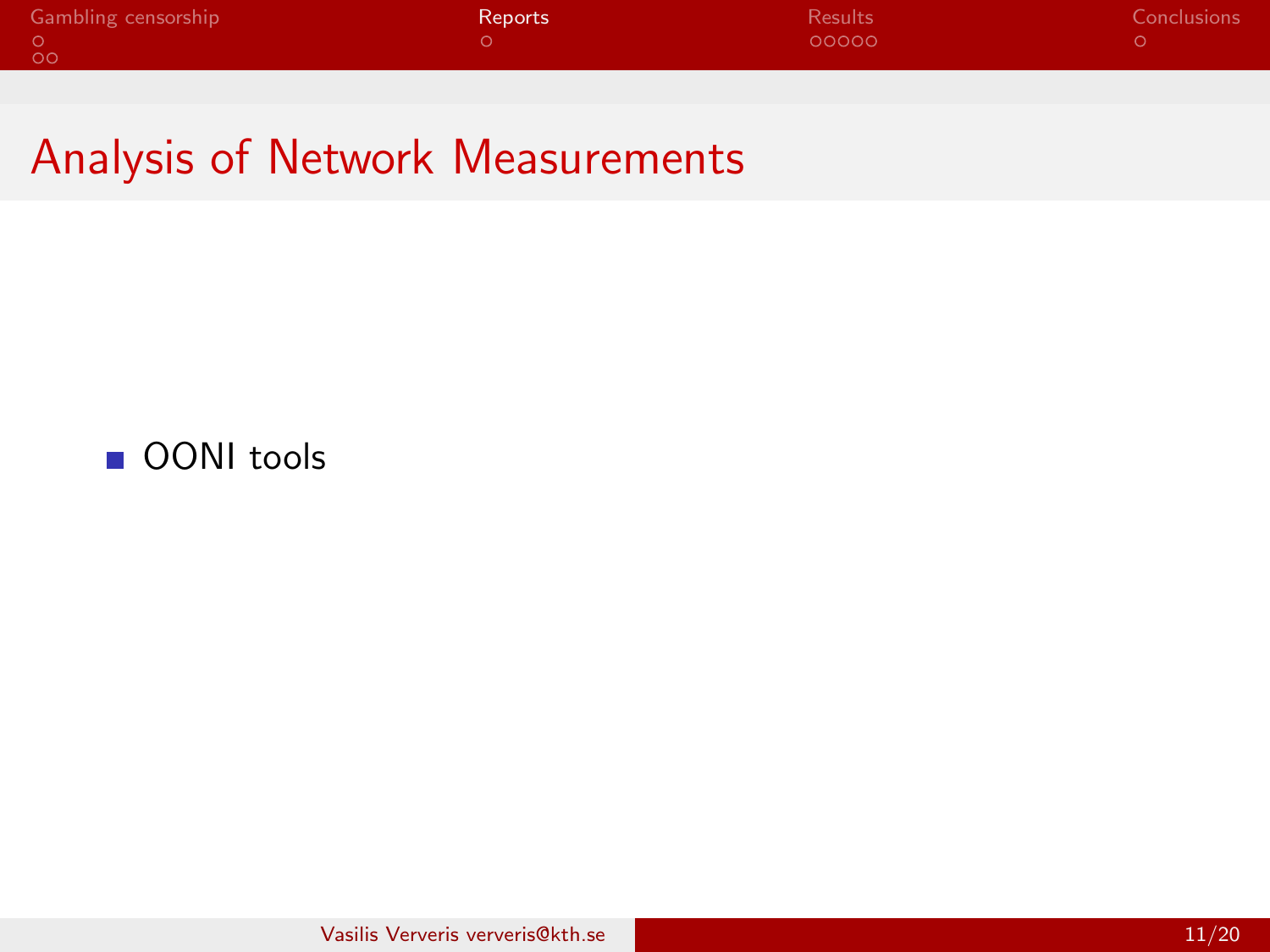# Analysis of Network Measurements

- OONI tools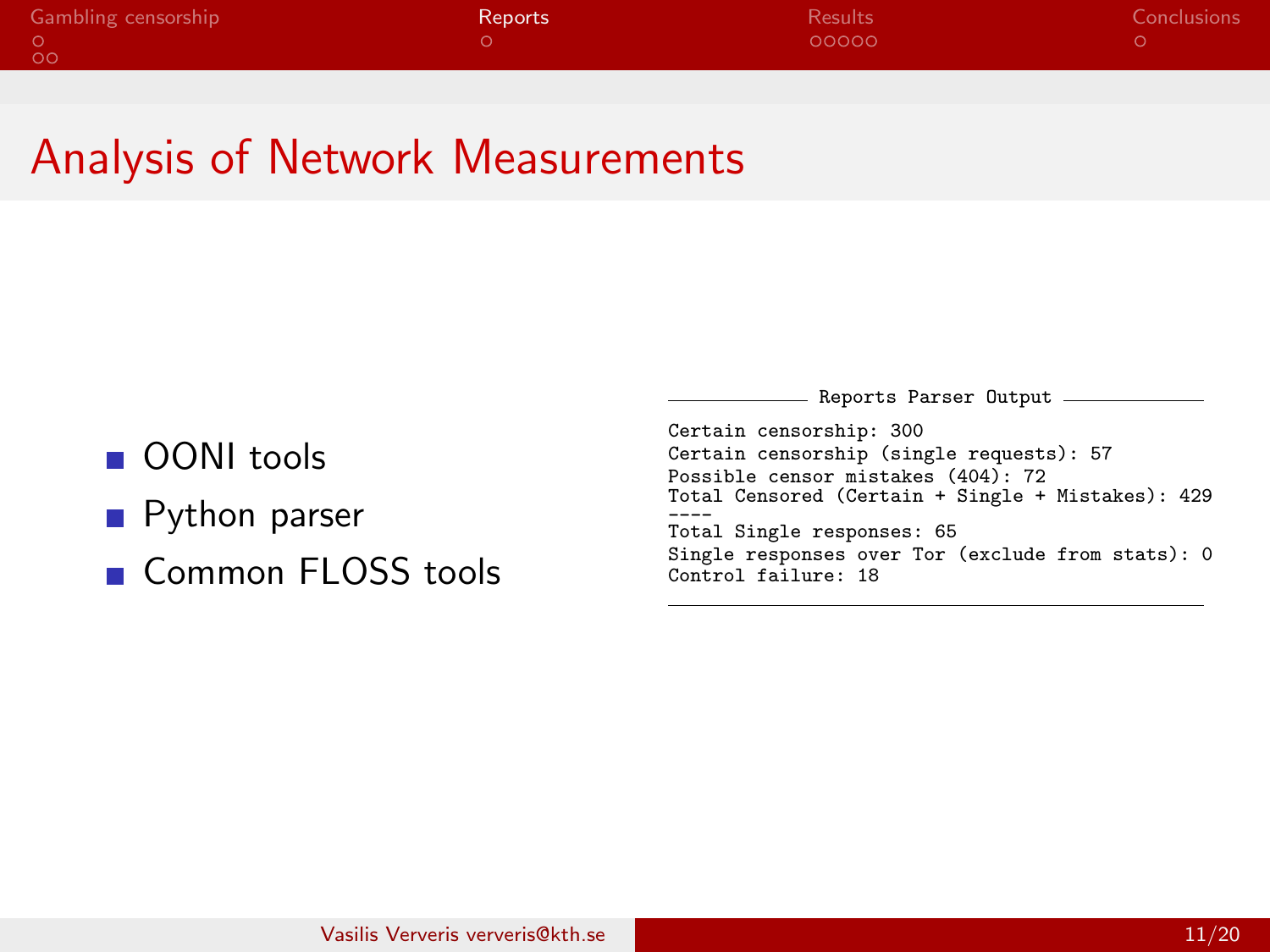# Analysis of Network Measurements

- OONI tools
- Python parser
- Common FLOSS tools

**Reports Parser Output**

```
Certain censorship: 300
Certain censorship (single requests): 57
Possible censor mistakes (404): 72
Total Censored (Certain + Single + Mistakes): 429
----
Total Single responses: 65
Single responses over Tor (exclude from stats): 0
Control failure: 18
```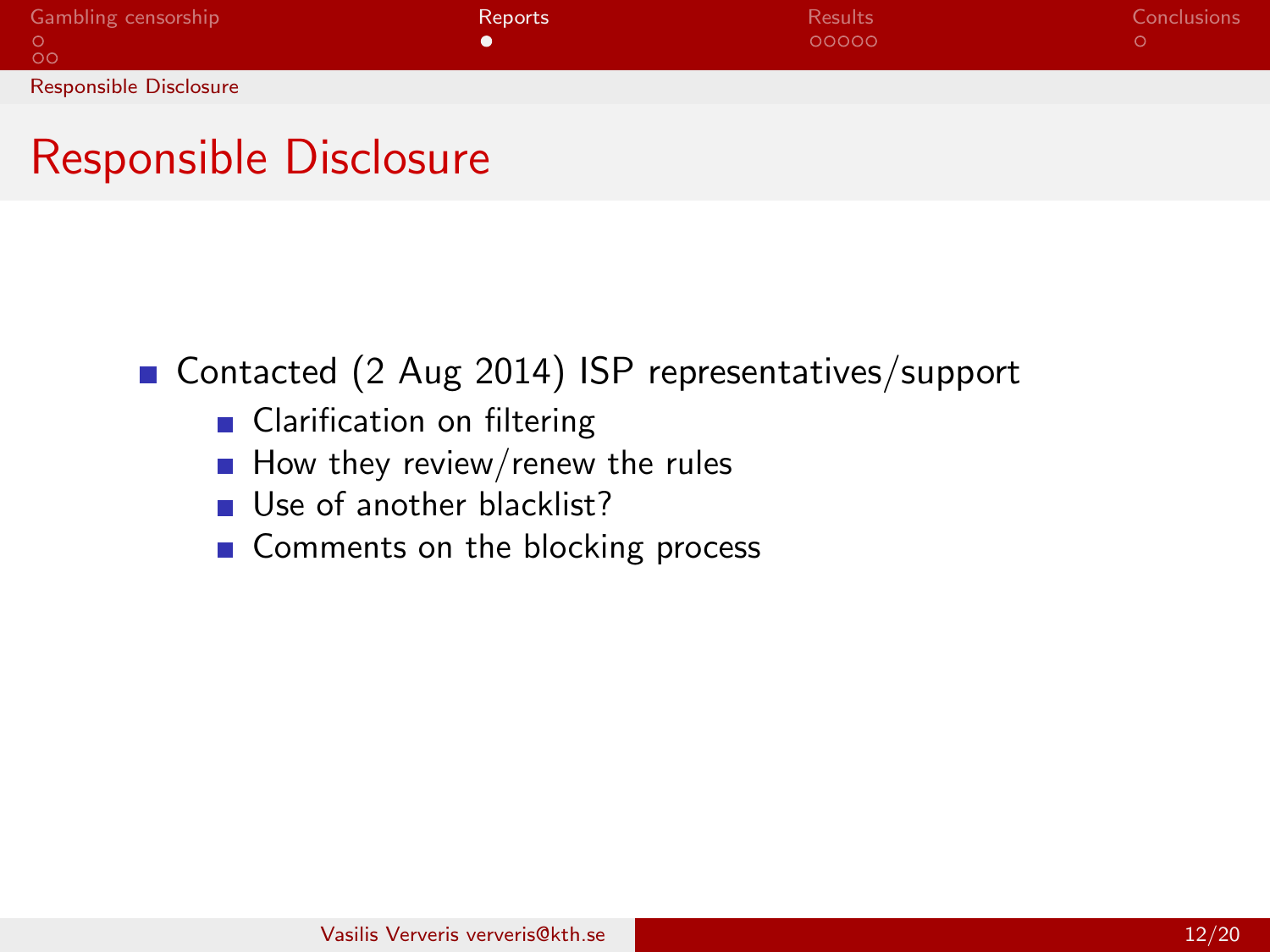# Responsible Disclosure

- Contacted (2 Aug 2014) ISP representatives/support
  - Clarification on filtering
  - How they review/renew the rules
  - Use of another blacklist?
  - Comments on the blocking process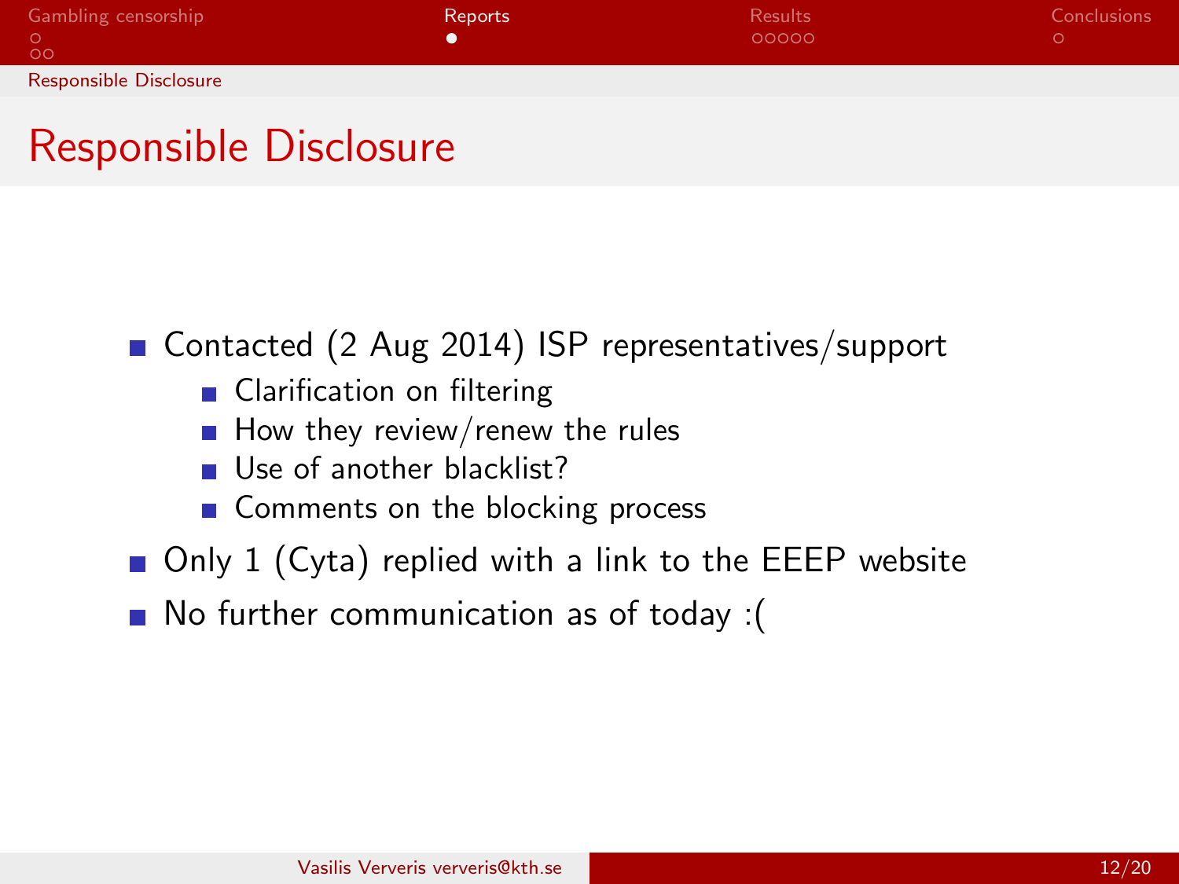# Responsible Disclosure

- Contacted (2 Aug 2014) ISP representatives/support
  - Clarification on filtering
  - How they review/renew the rules
  - Use of another blacklist?
  - Comments on the blocking process
- Only 1 (Cyta) replied with a link to the EEEP website
- No further communication as of today :(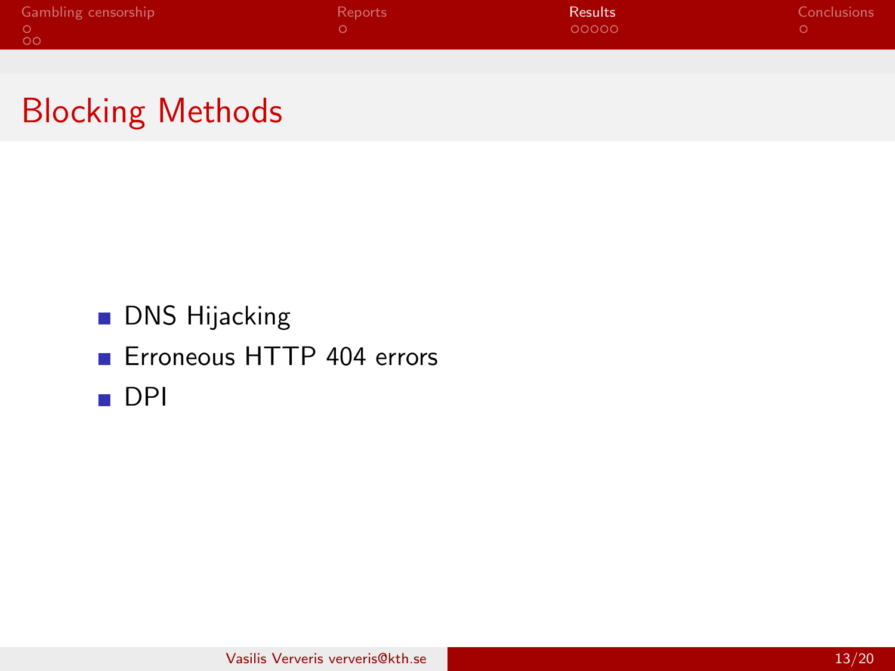# Blocking Methods

- DNS Hijacking
- Erroneous HTTP 404 errors
- DPI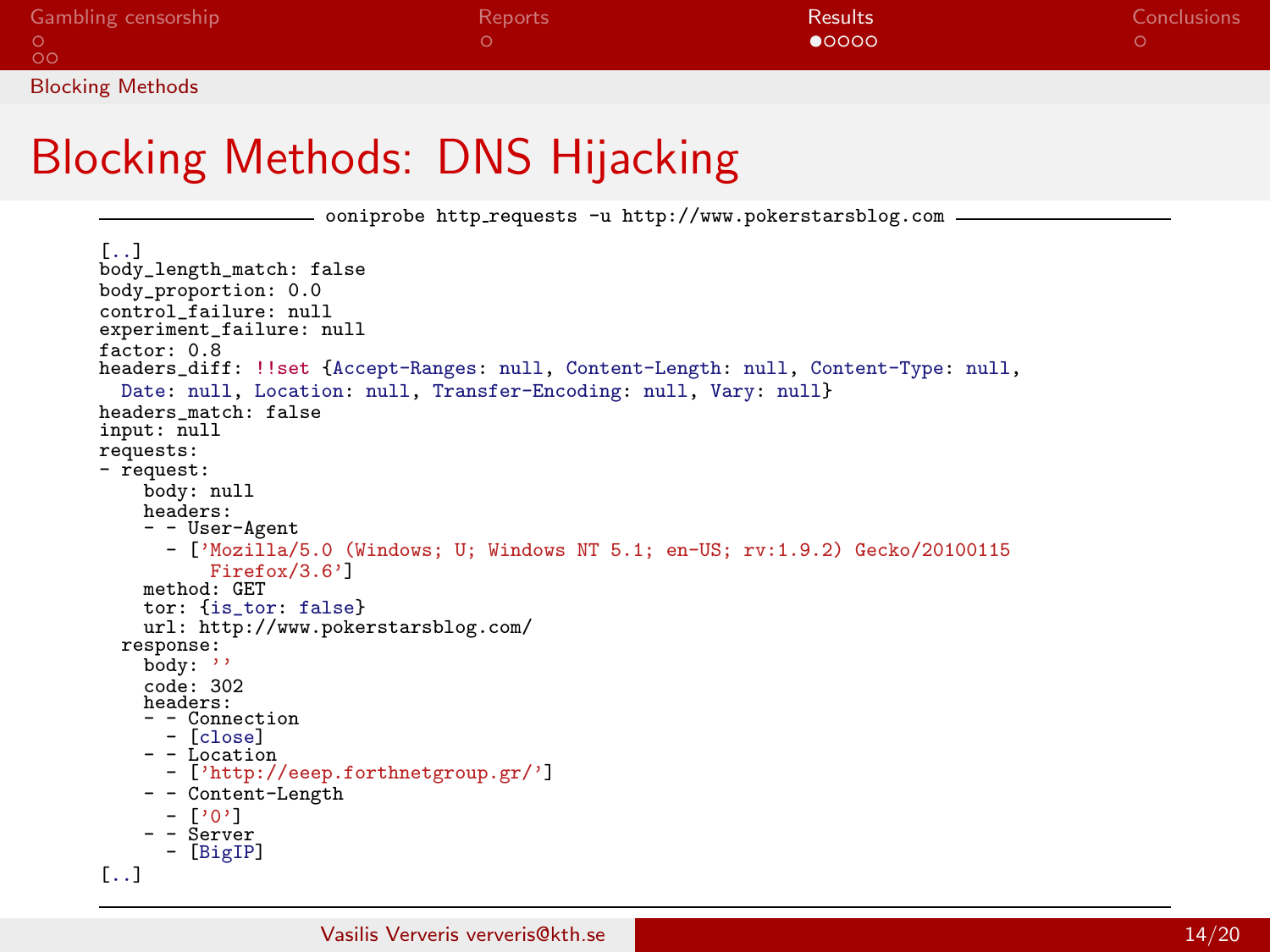# Blocking Methods: DNS Hijacking

```
ooniprobe http_requests -u http://www.pokerstarsblog.com

[..]
body_length_match: false
body_proportion: 0.0
control_failure: null
experiment_failure: null
factor: 0.8
headers_diff: !!set {Accept-Ranges: null, Content-Length: null, Content-Type: null,
  Date: null, Location: null, Transfer-Encoding: null, Vary: null}
headers_match: false
input: null
requests:
- request:
    body: null
    headers:
    - - User-Agent
      - ['Mozilla/5.0 (Windows; U; Windows NT 5.1; en-US; rv:1.9.2) Gecko/20100115
          Firefox/3.6']
    method: GET
    tor: {is_tor: false}
    url: http://www.pokerstarsblog.com/
  response:
    body: ''
    code: 302
    headers:
    - - Connection
      - [close]
    - - Location
      - ['http://eeep.forthnetgroup.gr/']
    - - Content-Length
      - ['0']
    - - Server
      - [BigIP]
[..]
```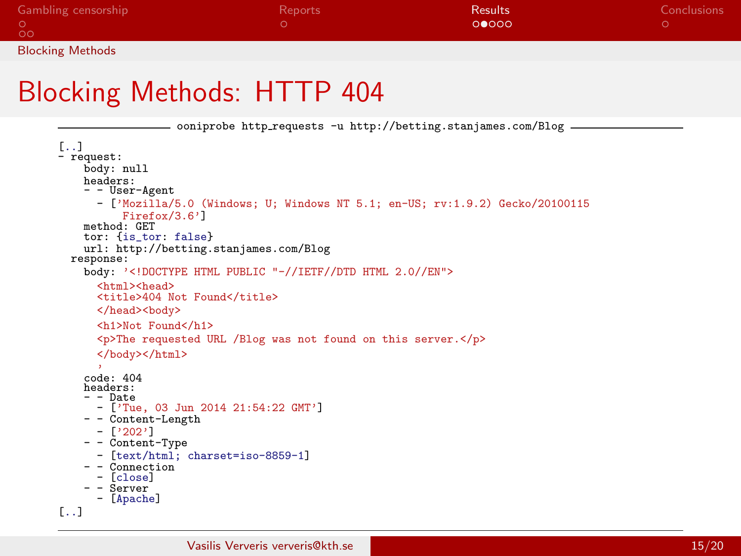# Blocking Methods: HTTP 404

ooniprobe http_requests -u http://betting.stanjames.com/Blog

```
[..]
- request:
    body: null
    headers:
    - - User-Agent
      - ['Mozilla/5.0 (Windows; U; Windows NT 5.1; en-US; rv:1.9.2) Gecko/20100115
          Firefox/3.6']
    method: GET
    tor: {is_tor: false}
    url: http://betting.stanjames.com/Blog
  response:
    body: '<!DOCTYPE HTML PUBLIC "-//IETF//DTD HTML 2.0//EN">
      <html><head>
      <title>404 Not Found</title>
      </head><body>
      <h1>Not Found</h1>
      <p>The requested URL /Blog was not found on this server.</p>
      </body></html>
      '
    code: 404
    headers:
    - - Date
      - ['Tue, 03 Jun 2014 21:54:22 GMT']
    - - Content-Length
      - ['202']
    - - Content-Type
      - [text/html; charset=iso-8859-1]
    - - Connection
      - [close]
    - - Server
      - [Apache]
[..]
```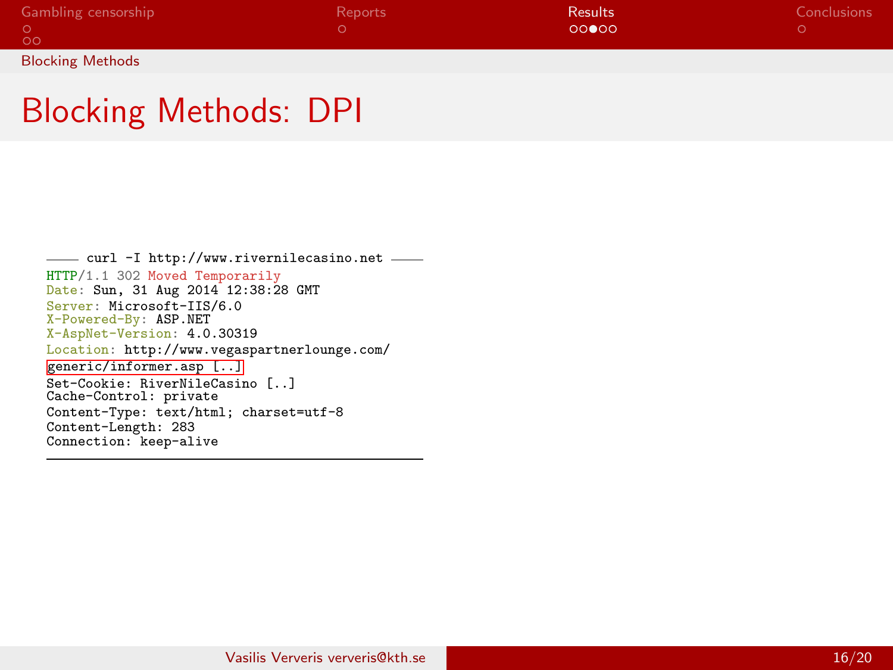# Blocking Methods: DPI

```
curl -I http://www.rivernilecasino.net
HTTP/1.1 302 Moved Temporarily
Date: Sun, 31 Aug 2014 12:38:28 GMT
Server: Microsoft-IIS/6.0
X-Powered-By: ASP.NET
X-AspNet-Version: 4.0.30319
Location: http://www.vegaspartnerlounge.com/
generic/informer.asp [..]
Set-Cookie: RiverNileCasino [..]
Cache-Control: private
Content-Type: text/html; charset=utf-8
Content-Length: 283
Connection: keep-alive
```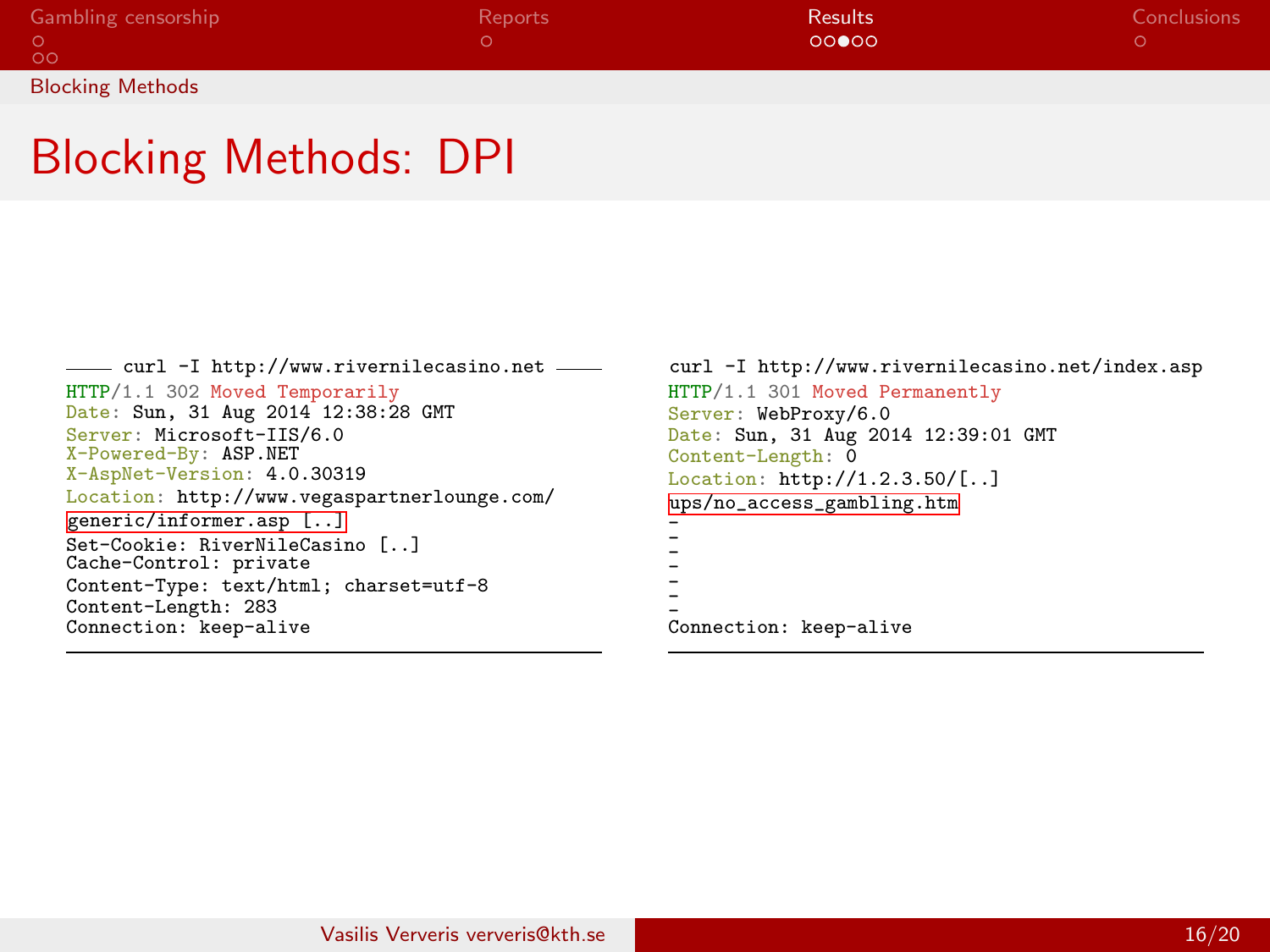# Blocking Methods: DPI

```
curl -I http://www.rivernilecasino.net
HTTP/1.1 302 Moved Temporarily
Date: Sun, 31 Aug 2014 12:38:28 GMT
Server: Microsoft-IIS/6.0
X-Powered-By: ASP.NET
X-AspNet-Version: 4.0.30319
Location: http://www.vegaspartnerlounge.com/
generic/informer.asp [..]
Set-Cookie: RiverNileCasino [..]
Cache-Control: private
Content-Type: text/html; charset=utf-8
Content-Length: 283
Connection: keep-alive
```

```
curl -I http://www.rivernilecasino.net/index.asp
HTTP/1.1 301 Moved Permanently
Server: WebProxy/6.0
Date: Sun, 31 Aug 2014 12:39:01 GMT
Content-Length: 0
Location: http://1.2.3.50/[..]
ups/no_access_gambling.htm
-
-
-
-
-
-
Connection: keep-alive
```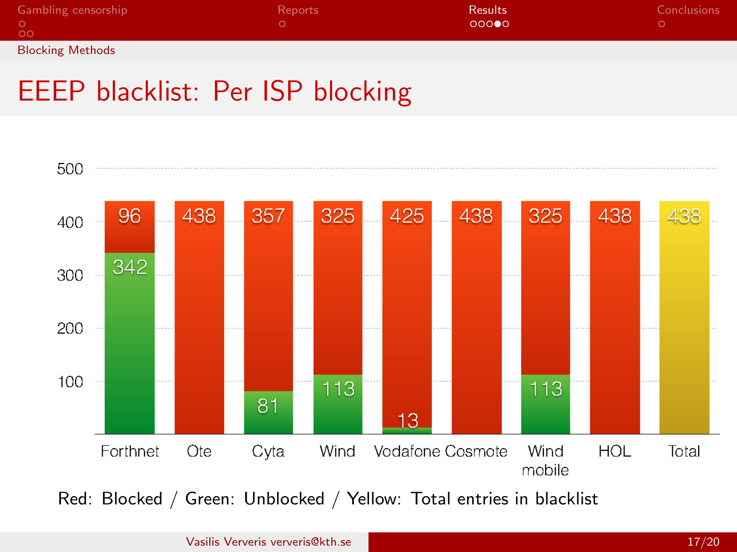# EEEP blacklist: Per ISP blocking

| ISP | Blocked | Unblocked |
|---|---|---|
| Forthnet | 96 | 342 |
| Ote | 438 | |
| Cyta | 357 | 81 |
| Wind | 325 | 113 |
| Vodafone | 425 | 13 |
| Cosmote | 438 | |
| Wind mobile | 325 | 113 |
| HOL | 438 | |
| Total | 438 | |

Red: Blocked / Green: Unblocked / Yellow: Total entries in blacklist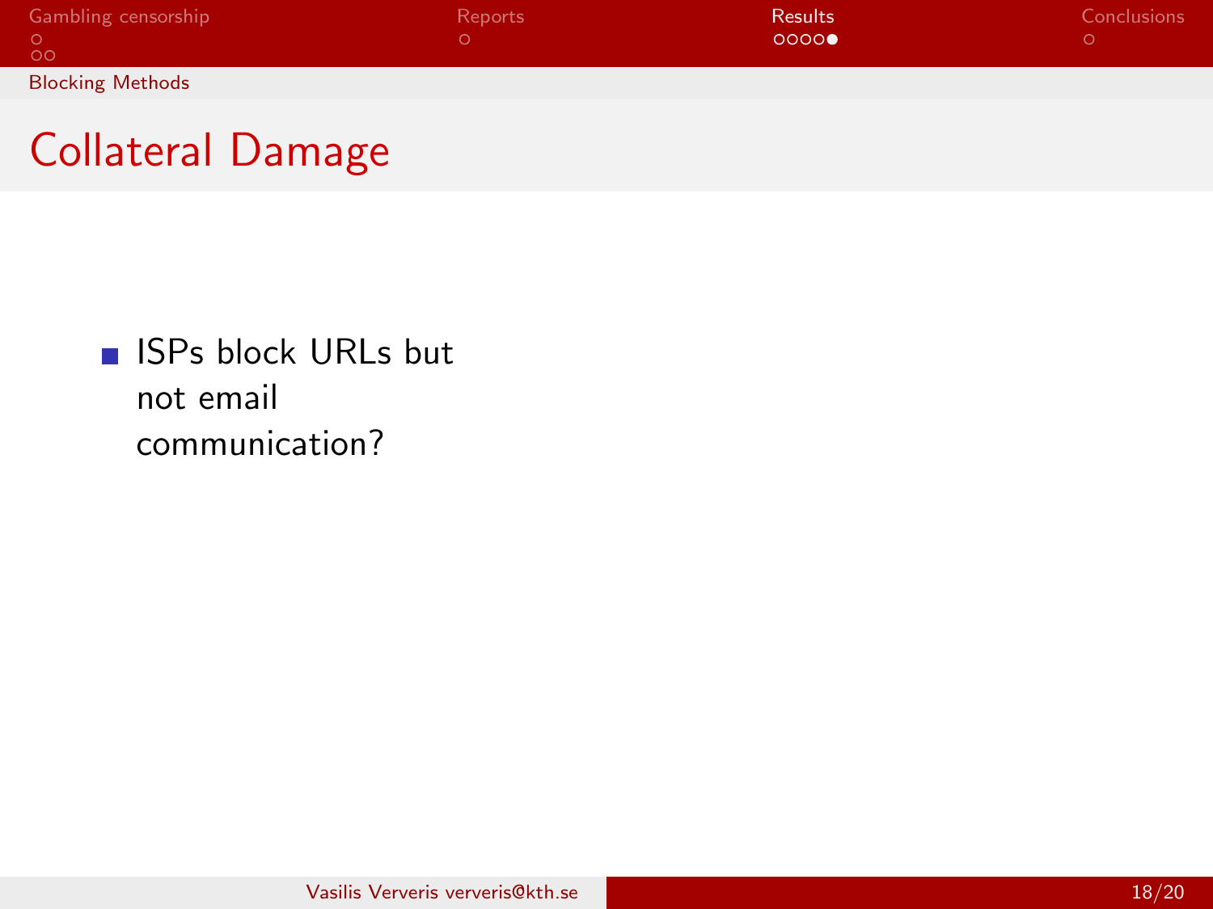## Collateral Damage

- ISPs block URLs but not email communication?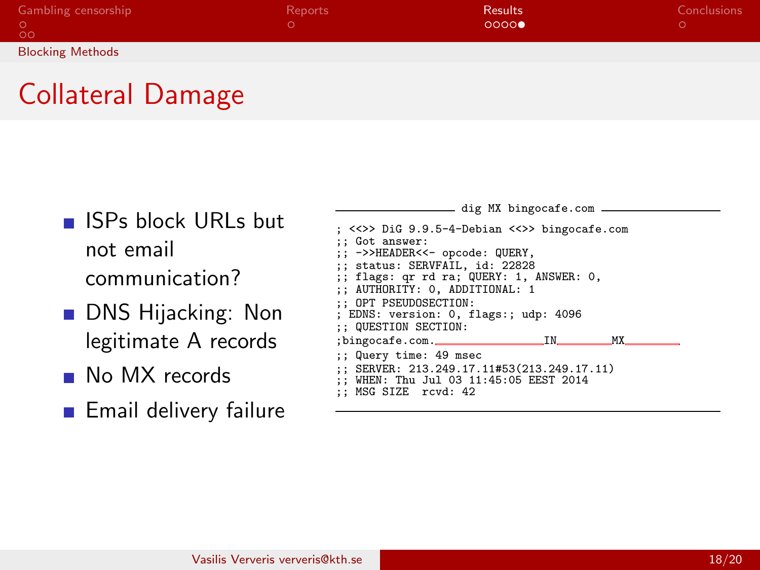## Collateral Damage

- ISPs block URLs but not email communication?
- DNS Hijacking: Non legitimate A records
- No MX records
- Email delivery failure

dig MX bingocafe.com

```
; <<>> DiG 9.9.5-4-Debian <<>> bingocafe.com
;; Got answer:
;; ->>HEADER<<- opcode: QUERY,
;; status: SERVFAIL, id: 22828
;; flags: qr rd ra; QUERY: 1, ANSWER: 0,
;; AUTHORITY: 0, ADDITIONAL: 1
;; OPT PSEUDOSECTION:
; EDNS: version: 0, flags:; udp: 4096
;; QUESTION SECTION:
;bingocafe.com.                IN        MX
;; Query time: 49 msec
;; SERVER: 213.249.17.11#53(213.249.17.11)
;; WHEN: Thu Jul 03 11:45:05 EEST 2014
;; MSG SIZE  rcvd: 42
```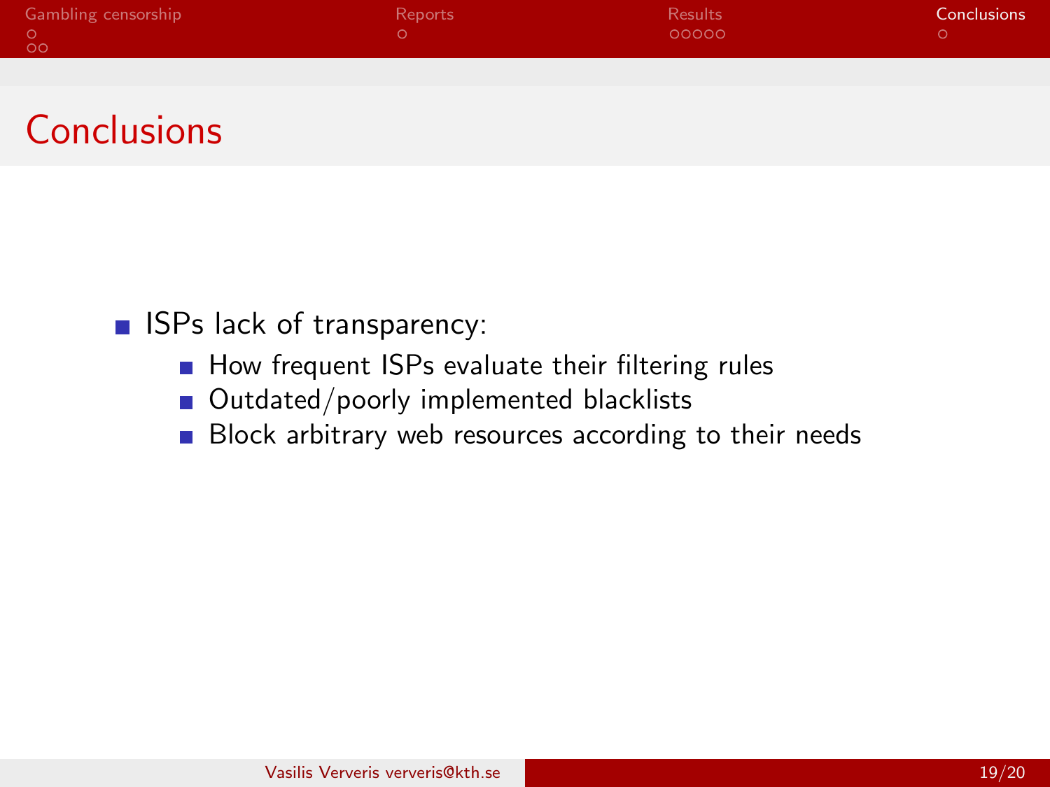# Conclusions

- ISPs lack of transparency:
  - How frequent ISPs evaluate their filtering rules
  - Outdated/poorly implemented blacklists
  - Block arbitrary web resources according to their needs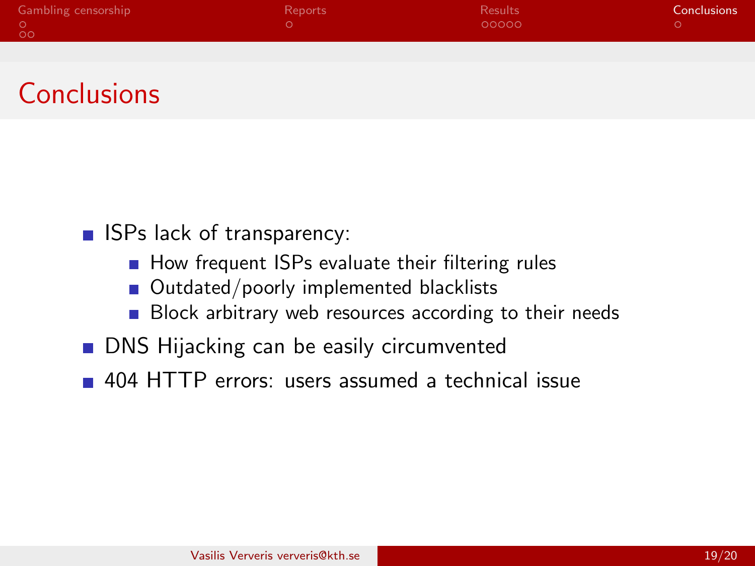# Conclusions

- ISPs lack of transparency:
  - How frequent ISPs evaluate their filtering rules
  - Outdated/poorly implemented blacklists
  - Block arbitrary web resources according to their needs
- DNS Hijacking can be easily circumvented
- 404 HTTP errors: users assumed a technical issue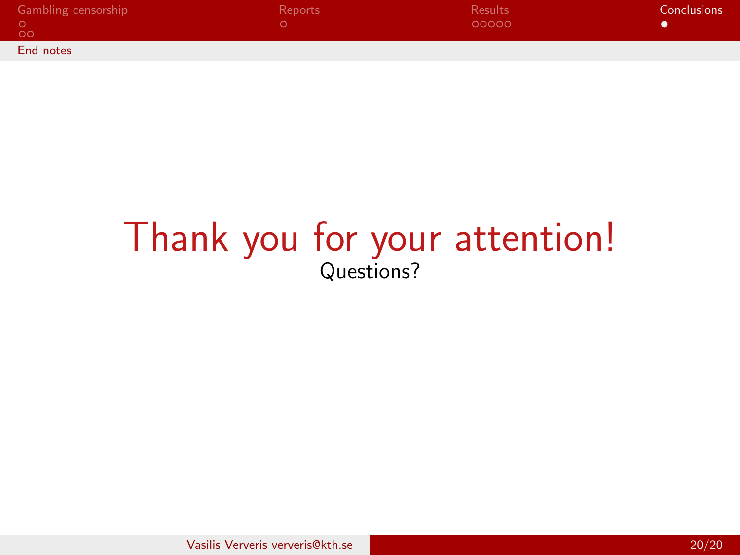# Thank you for your attention!

Questions?